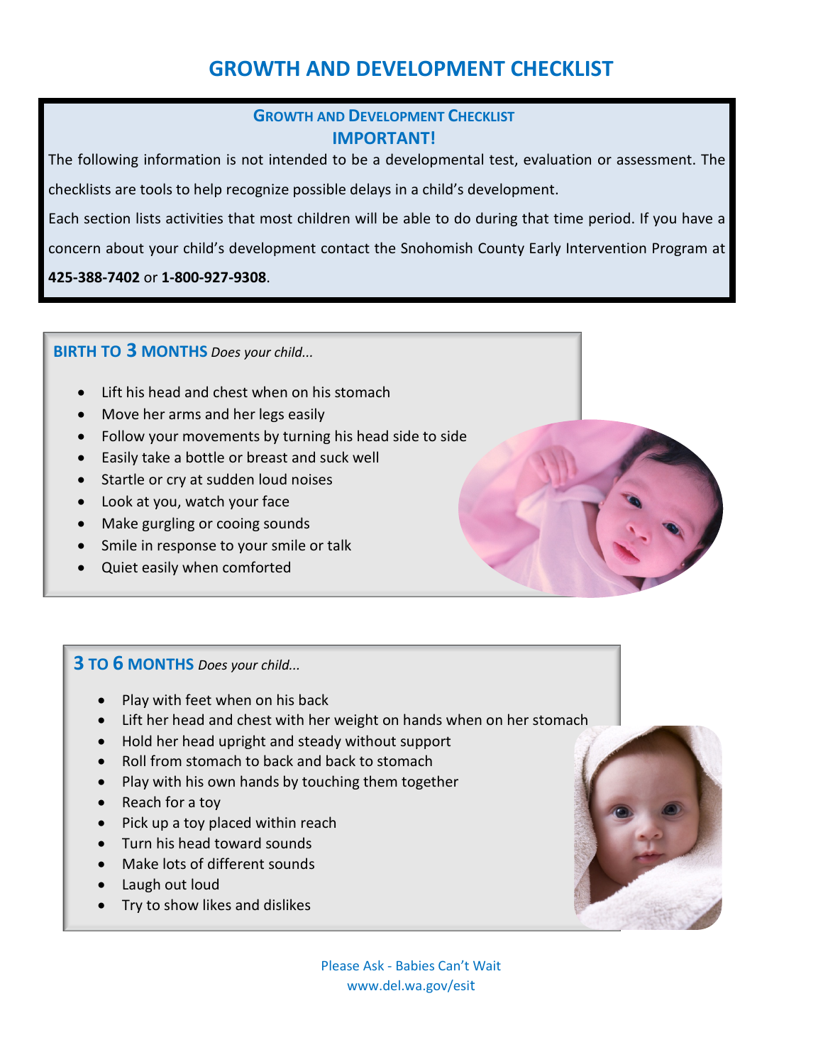# GROWTH AND DEVELOPMENT CHECKLIST

## Growth and Development Checklist

### IMPORTANT!

The following information is not intended to be a developmental test, evaluation or assessment. The checklists are tools to help recognize possible delays in a child's development.

Each section lists activities that most children will be able to do during that time period. If you have a concern about your child's development contact the Snohomish County Early Intervention Program at **425-388-7402** or **1-800-927-9308**.

### BIRTH TO 3 MONTHS *Does your child...*

- Lift his head and chest when on his stomach
- Move her arms and her legs easily
- Follow your movements by turning his head side to side
- Easily take a bottle or breast and suck well
- Startle or cry at sudden loud noises
- Look at you, watch your face
- Make gurgling or cooing sounds
- Smile in response to your smile or talk
- Quiet easily when comforted

### 3 TO 6 MONTHS *Does your child...*

- Play with feet when on his back
- Lift her head and chest with her weight on hands when on her stomach
- Hold her head upright and steady without support
- Roll from stomach to back and back to stomach
- Play with his own hands by touching them together
- Reach for a toy
- Pick up a toy placed within reach
- Turn his head toward sounds
- Make lots of different sounds
- Laugh out loud
- Try to show likes and dislikes

Please Ask - Babies Can't Wait
www.del.wa.gov/esit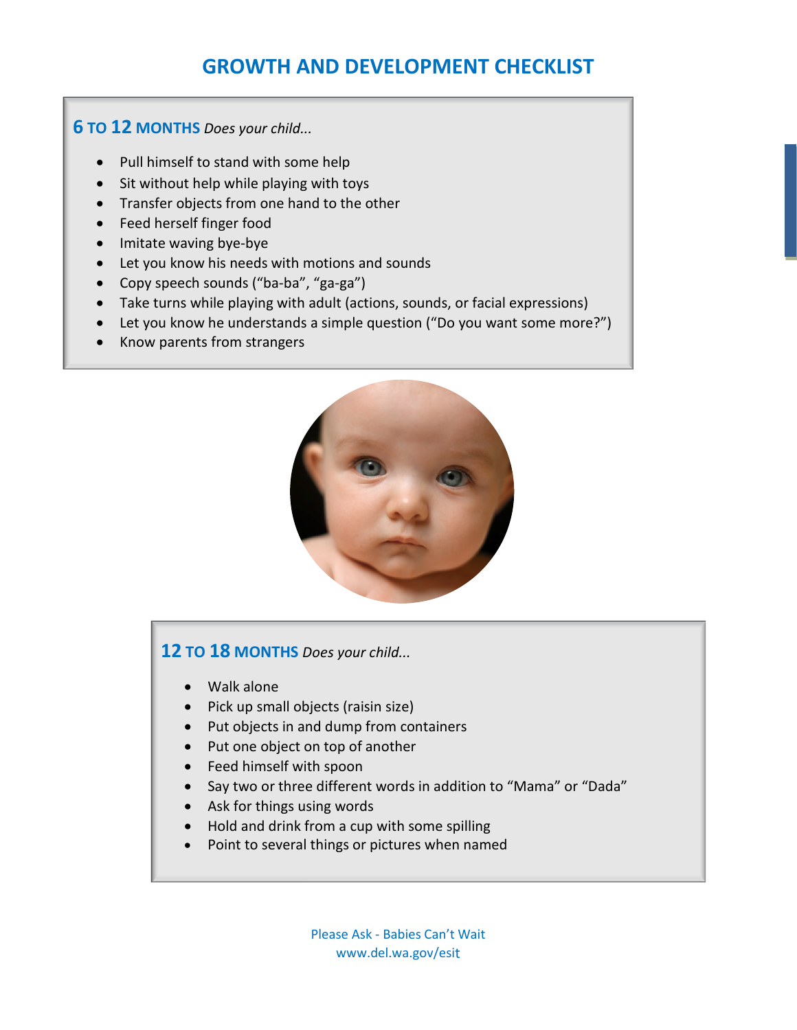# GROWTH AND DEVELOPMENT CHECKLIST

## 6 TO 12 MONTHS *Does your child...*

- Pull himself to stand with some help
- Sit without help while playing with toys
- Transfer objects from one hand to the other
- Feed herself finger food
- Imitate waving bye-bye
- Let you know his needs with motions and sounds
- Copy speech sounds ("ba-ba", "ga-ga")
- Take turns while playing with adult (actions, sounds, or facial expressions)
- Let you know he understands a simple question ("Do you want some more?")
- Know parents from strangers

## 12 TO 18 MONTHS *Does your child...*

- Walk alone
- Pick up small objects (raisin size)
- Put objects in and dump from containers
- Put one object on top of another
- Feed himself with spoon
- Say two or three different words in addition to "Mama" or "Dada"
- Ask for things using words
- Hold and drink from a cup with some spilling
- Point to several things or pictures when named

Please Ask - Babies Can't Wait
www.del.wa.gov/esit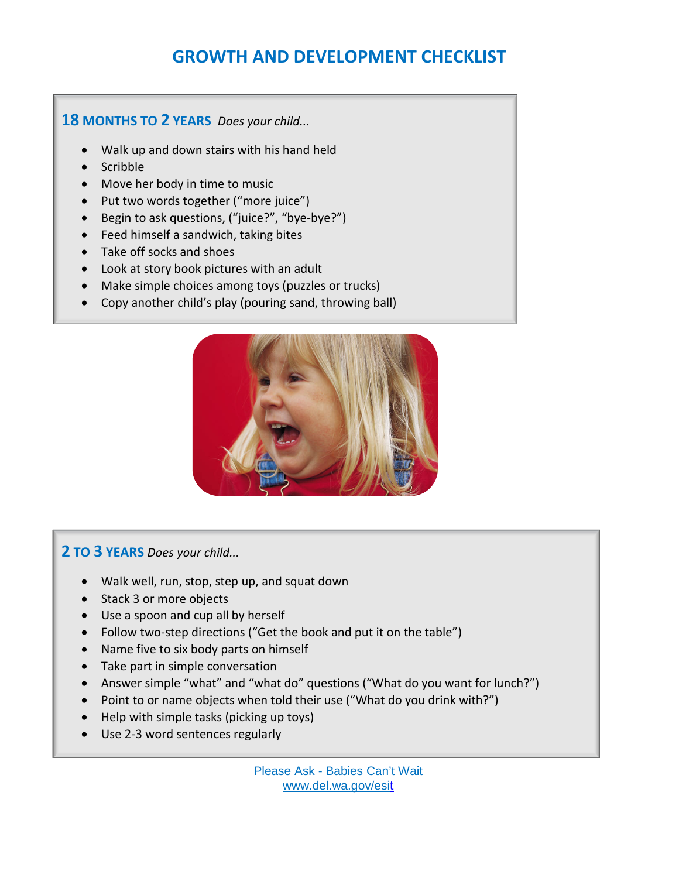# GROWTH AND DEVELOPMENT CHECKLIST

## 18 MONTHS TO 2 YEARS *Does your child...*

- Walk up and down stairs with his hand held
- Scribble
- Move her body in time to music
- Put two words together ("more juice")
- Begin to ask questions, ("juice?", "bye-bye?")
- Feed himself a sandwich, taking bites
- Take off socks and shoes
- Look at story book pictures with an adult
- Make simple choices among toys (puzzles or trucks)
- Copy another child's play (pouring sand, throwing ball)

## 2 TO 3 YEARS *Does your child...*

- Walk well, run, stop, step up, and squat down
- Stack 3 or more objects
- Use a spoon and cup all by herself
- Follow two-step directions ("Get the book and put it on the table")
- Name five to six body parts on himself
- Take part in simple conversation
- Answer simple "what" and "what do" questions ("What do you want for lunch?")
- Point to or name objects when told their use ("What do you drink with?")
- Help with simple tasks (picking up toys)
- Use 2-3 word sentences regularly

Please Ask - Babies Can't Wait
www.del.wa.gov/esit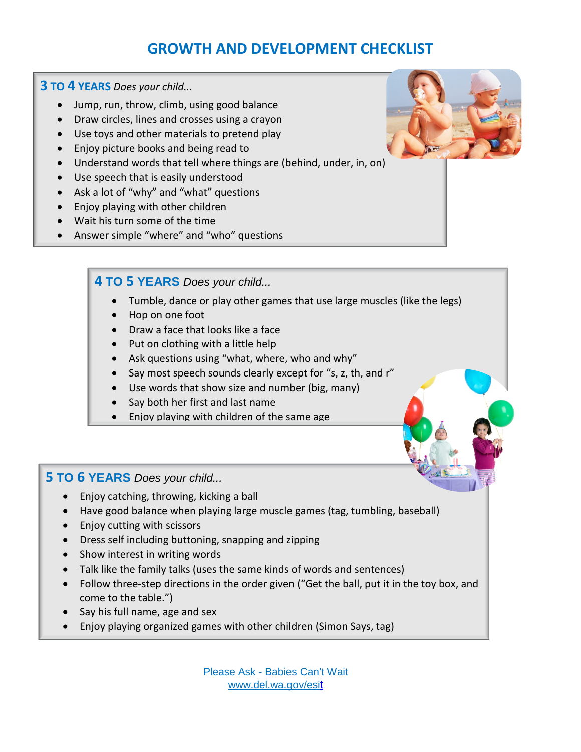# GROWTH AND DEVELOPMENT CHECKLIST

## 3 TO 4 YEARS *Does your child...*

- Jump, run, throw, climb, using good balance
- Draw circles, lines and crosses using a crayon
- Use toys and other materials to pretend play
- Enjoy picture books and being read to
- Understand words that tell where things are (behind, under, in, on)
- Use speech that is easily understood
- Ask a lot of "why" and "what" questions
- Enjoy playing with other children
- Wait his turn some of the time
- Answer simple "where" and "who" questions

## 4 TO 5 YEARS *Does your child...*

- Tumble, dance or play other games that use large muscles (like the legs)
- Hop on one foot
- Draw a face that looks like a face
- Put on clothing with a little help
- Ask questions using "what, where, who and why"
- Say most speech sounds clearly except for "s, z, th, and r"
- Use words that show size and number (big, many)
- Say both her first and last name
- Enjoy playing with children of the same age

## 5 TO 6 YEARS *Does your child...*

- Enjoy catching, throwing, kicking a ball
- Have good balance when playing large muscle games (tag, tumbling, baseball)
- Enjoy cutting with scissors
- Dress self including buttoning, snapping and zipping
- Show interest in writing words
- Talk like the family talks (uses the same kinds of words and sentences)
- Follow three-step directions in the order given ("Get the ball, put it in the toy box, and come to the table.")
- Say his full name, age and sex
- Enjoy playing organized games with other children (Simon Says, tag)

Please Ask - Babies Can't Wait
www.del.wa.gov/esit